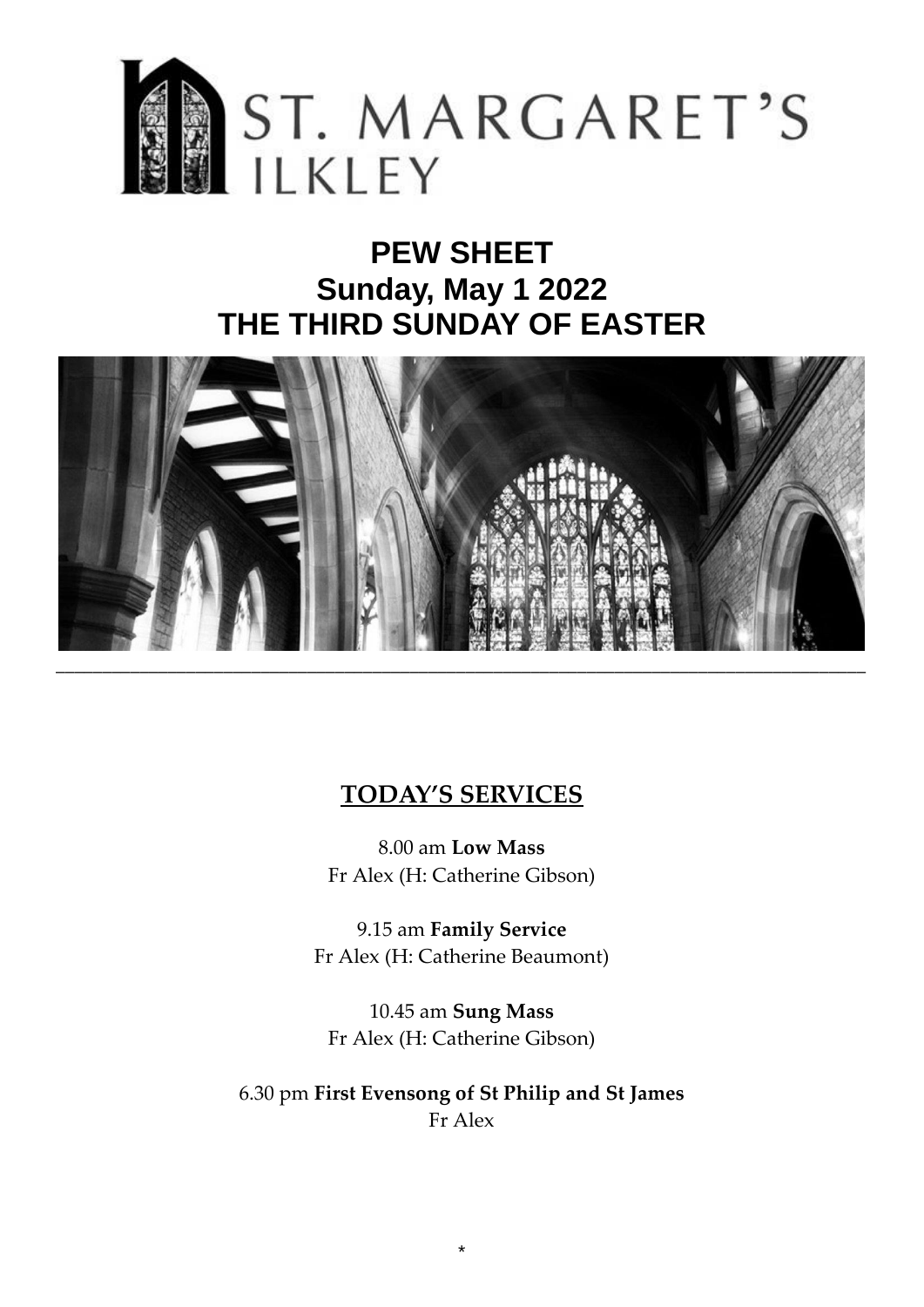# ST. MARGARET'S ILKLEY

# PEW SHEET
# Sunday, May 1 2022
# THE THIRD SUNDAY OF EASTER

---

## TODAY'S SERVICES

8.00 am **Low Mass**
Fr Alex (H: Catherine Gibson)

9.15 am **Family Service**
Fr Alex (H: Catherine Beaumont)

10.45 am **Sung Mass**
Fr Alex (H: Catherine Gibson)

6.30 pm **First Evensong of St Philip and St James**
Fr Alex

*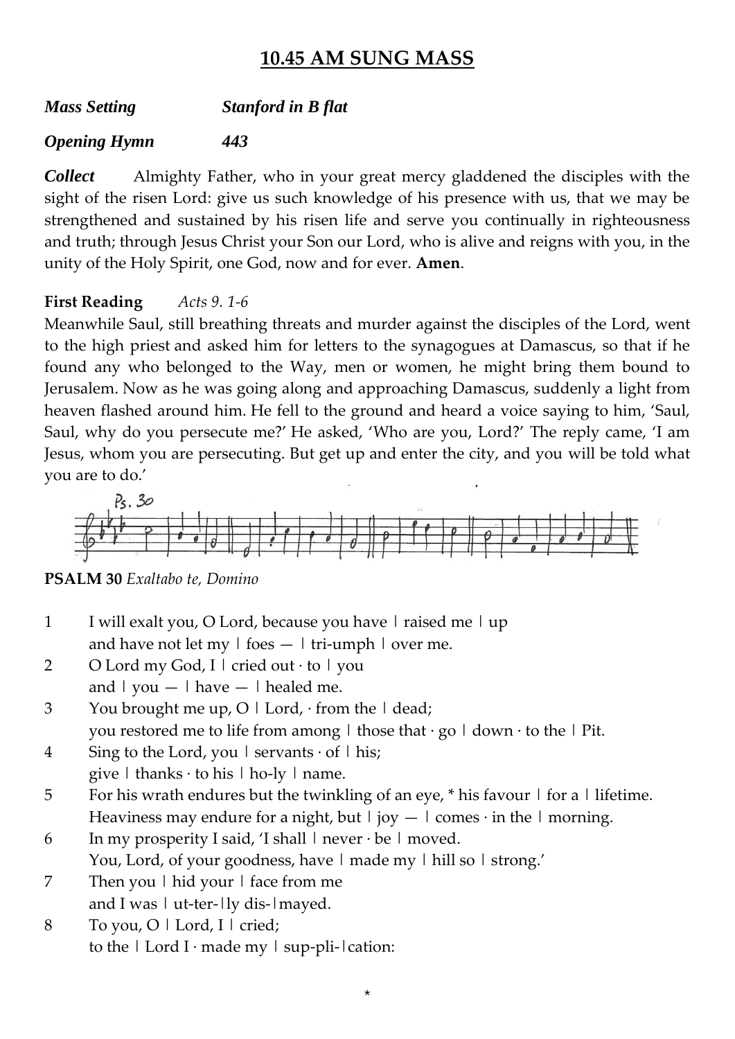## 10.45 AM SUNG MASS

***Mass Setting*** ***Stanford in B flat***

***Opening Hymn*** ***443***

***Collect*** Almighty Father, who in your great mercy gladdened the disciples with the sight of the risen Lord: give us such knowledge of his presence with us, that we may be strengthened and sustained by his risen life and serve you continually in righteousness and truth; through Jesus Christ your Son our Lord, who is alive and reigns with you, in the unity of the Holy Spirit, one God, now and for ever. **Amen**.

**First Reading** *Acts 9. 1-6*

Meanwhile Saul, still breathing threats and murder against the disciples of the Lord, went to the high priest and asked him for letters to the synagogues at Damascus, so that if he found any who belonged to the Way, men or women, he might bring them bound to Jerusalem. Now as he was going along and approaching Damascus, suddenly a light from heaven flashed around him. He fell to the ground and heard a voice saying to him, 'Saul, Saul, why do you persecute me?' He asked, 'Who are you, Lord?' The reply came, 'I am Jesus, whom you are persecuting. But get up and enter the city, and you will be told what you are to do.'

Ps. 30

**PSALM 30** *Exaltabo te, Domino*

1 I will exalt you, O Lord, because you have | raised me | up
and have not let my | foes — | tri-umph | over me.

2 O Lord my God, I | cried out · to | you
and | you — | have — | healed me.

3 You brought me up, O | Lord, · from the | dead;
you restored me to life from among | those that · go | down · to the | Pit.

4 Sing to the Lord, you | servants · of | his;
give | thanks · to his | ho-ly | name.

5 For his wrath endures but the twinkling of an eye, * his favour | for a | lifetime.
Heaviness may endure for a night, but | joy — | comes · in the | morning.

6 In my prosperity I said, 'I shall | never · be | moved.
You, Lord, of your goodness, have | made my | hill so | strong.'

7 Then you | hid your | face from me
and I was | ut-ter-|ly dis-|mayed.

8 To you, O | Lord, I | cried;
to the | Lord I · made my | sup-pli-|cation:

*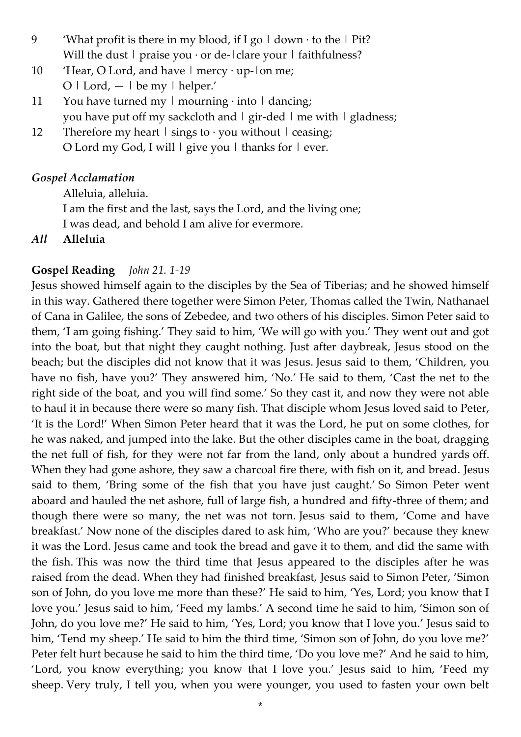9 'What profit is there in my blood, if I go ǀ down · to the ǀ Pit?
Will the dust ǀ praise you · or de-ǀclare your ǀ faithfulness?

10 'Hear, O Lord, and have ǀ mercy · up-ǀon me;
O ǀ Lord, — ǀ be my ǀ helper.'

11 You have turned my ǀ mourning · into ǀ dancing;
you have put off my sackcloth and ǀ gir-ded ǀ me with ǀ gladness;

12 Therefore my heart ǀ sings to · you without ǀ ceasing;
O Lord my God, I will ǀ give you ǀ thanks for ǀ ever.

***Gospel Acclamation***

Alleluia, alleluia.
I am the first and the last, says the Lord, and the living one;
I was dead, and behold I am alive for evermore.

***All*** **Alleluia**

**Gospel Reading** *John 21. 1-19*

Jesus showed himself again to the disciples by the Sea of Tiberias; and he showed himself in this way. Gathered there together were Simon Peter, Thomas called the Twin, Nathanael of Cana in Galilee, the sons of Zebedee, and two others of his disciples. Simon Peter said to them, 'I am going fishing.' They said to him, 'We will go with you.' They went out and got into the boat, but that night they caught nothing. Just after daybreak, Jesus stood on the beach; but the disciples did not know that it was Jesus. Jesus said to them, 'Children, you have no fish, have you?' They answered him, 'No.' He said to them, 'Cast the net to the right side of the boat, and you will find some.' So they cast it, and now they were not able to haul it in because there were so many fish. That disciple whom Jesus loved said to Peter, 'It is the Lord!' When Simon Peter heard that it was the Lord, he put on some clothes, for he was naked, and jumped into the lake. But the other disciples came in the boat, dragging the net full of fish, for they were not far from the land, only about a hundred yards off. When they had gone ashore, they saw a charcoal fire there, with fish on it, and bread. Jesus said to them, 'Bring some of the fish that you have just caught.' So Simon Peter went aboard and hauled the net ashore, full of large fish, a hundred and fifty-three of them; and though there were so many, the net was not torn. Jesus said to them, 'Come and have breakfast.' Now none of the disciples dared to ask him, 'Who are you?' because they knew it was the Lord. Jesus came and took the bread and gave it to them, and did the same with the fish. This was now the third time that Jesus appeared to the disciples after he was raised from the dead. When they had finished breakfast, Jesus said to Simon Peter, 'Simon son of John, do you love me more than these?' He said to him, 'Yes, Lord; you know that I love you.' Jesus said to him, 'Feed my lambs.' A second time he said to him, 'Simon son of John, do you love me?' He said to him, 'Yes, Lord; you know that I love you.' Jesus said to him, 'Tend my sheep.' He said to him the third time, 'Simon son of John, do you love me?' Peter felt hurt because he said to him the third time, 'Do you love me?' And he said to him, 'Lord, you know everything; you know that I love you.' Jesus said to him, 'Feed my sheep. Very truly, I tell you, when you were younger, you used to fasten your own belt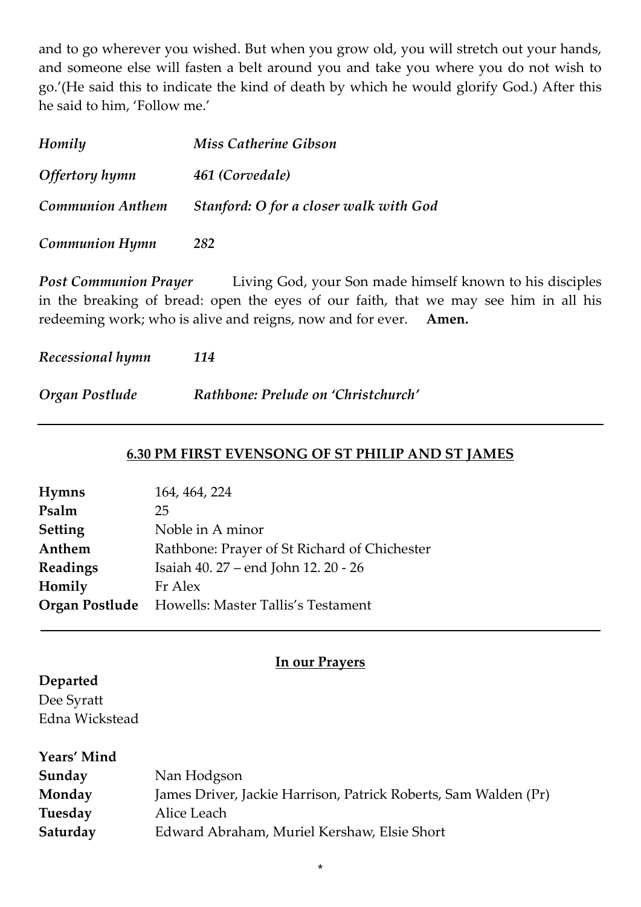and to go wherever you wished. But when you grow old, you will stretch out your hands, and someone else will fasten a belt around you and take you where you do not wish to go.'(He said this to indicate the kind of death by which he would glorify God.) After this he said to him, 'Follow me.'

*Homily* — ***Miss Catherine Gibson***

*Offertory hymn* — ***461 (Corvedale)***

*Communion Anthem* — ***Stanford: O for a closer walk with God***

*Communion Hymn* — ***282***

***Post Communion Prayer*** Living God, your Son made himself known to his disciples in the breaking of bread: open the eyes of our faith, that we may see him in all his redeeming work; who is alive and reigns, now and for ever. **Amen.**

*Recessional hymn* — ***114***

*Organ Postlude* — ***Rathbone: Prelude on 'Christchurch'***

---

## 6.30 PM FIRST EVENSONG OF ST PHILIP AND ST JAMES

**Hymns** 164, 464, 224
**Psalm** 25
**Setting** Noble in A minor
**Anthem** Rathbone: Prayer of St Richard of Chichester
**Readings** Isaiah 40. 27 – end John 12. 20 - 26
**Homily** Fr Alex
**Organ Postlude** Howells: Master Tallis's Testament

---

## In our Prayers

**Departed**
Dee Syratt
Edna Wickstead

**Years' Mind**
**Sunday** Nan Hodgson
**Monday** James Driver, Jackie Harrison, Patrick Roberts, Sam Walden (Pr)
**Tuesday** Alice Leach
**Saturday** Edward Abraham, Muriel Kershaw, Elsie Short

*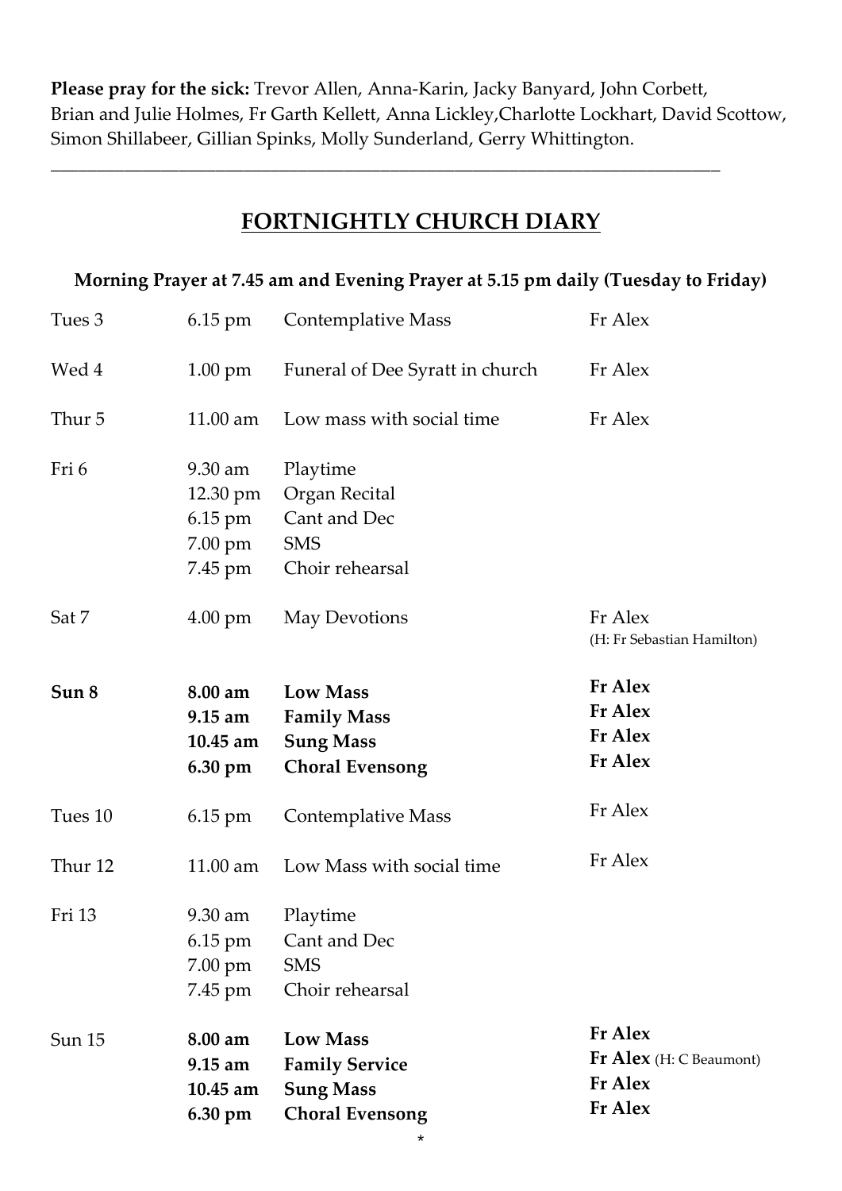**Please pray for the sick:** Trevor Allen, Anna-Karin, Jacky Banyard, John Corbett, Brian and Julie Holmes, Fr Garth Kellett, Anna Lickley,Charlotte Lockhart, David Scottow, Simon Shillabeer, Gillian Spinks, Molly Sunderland, Gerry Whittington.

---

## FORTNIGHTLY CHURCH DIARY

**Morning Prayer at 7.45 am and Evening Prayer at 5.15 pm daily (Tuesday to Friday)**

| | | | |
|---|---|---|---|
| Tues 3 | 6.15 pm | Contemplative Mass | Fr Alex |
| Wed 4 | 1.00 pm | Funeral of Dee Syratt in church | Fr Alex |
| Thur 5 | 11.00 am | Low mass with social time | Fr Alex |
| Fri 6 | 9.30 am | Playtime | |
| | 12.30 pm | Organ Recital | |
| | 6.15 pm | Cant and Dec | |
| | 7.00 pm | SMS | |
| | 7.45 pm | Choir rehearsal | |
| Sat 7 | 4.00 pm | May Devotions | Fr Alex (H: Fr Sebastian Hamilton) |
| **Sun 8** | **8.00 am** | **Low Mass** | **Fr Alex** |
| | **9.15 am** | **Family Mass** | **Fr Alex** |
| | **10.45 am** | **Sung Mass** | **Fr Alex** |
| | **6.30 pm** | **Choral Evensong** | **Fr Alex** |
| Tues 10 | 6.15 pm | Contemplative Mass | Fr Alex |
| Thur 12 | 11.00 am | Low Mass with social time | Fr Alex |
| Fri 13 | 9.30 am | Playtime | |
| | 6.15 pm | Cant and Dec | |
| | 7.00 pm | SMS | |
| | 7.45 pm | Choir rehearsal | |
| Sun 15 | **8.00 am** | **Low Mass** | **Fr Alex** |
| | **9.15 am** | **Family Service** | **Fr Alex** (H: C Beaumont) |
| | **10.45 am** | **Sung Mass** | **Fr Alex** |
| | **6.30 pm** | **Choral Evensong** | **Fr Alex** |

*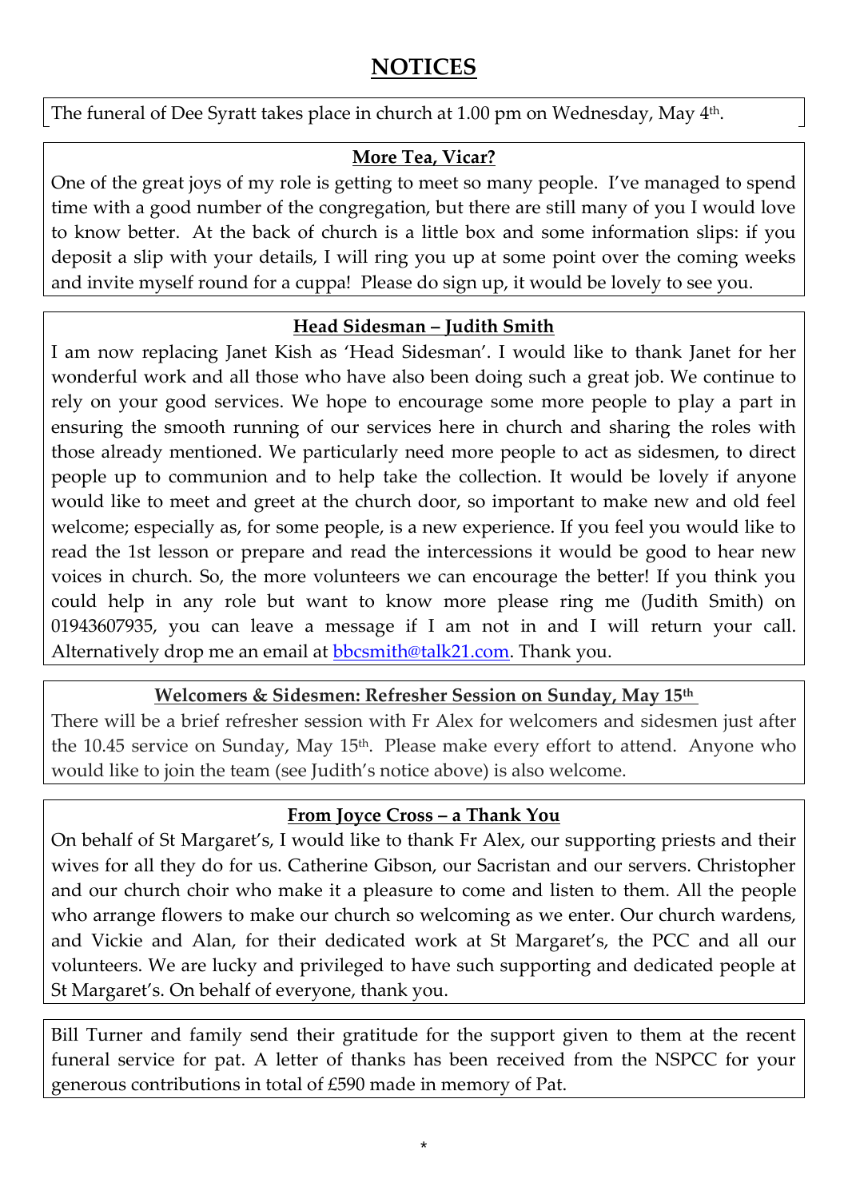# NOTICES

The funeral of Dee Syratt takes place in church at 1.00 pm on Wednesday, May 4th.

### More Tea, Vicar?

One of the great joys of my role is getting to meet so many people. I've managed to spend time with a good number of the congregation, but there are still many of you I would love to know better. At the back of church is a little box and some information slips: if you deposit a slip with your details, I will ring you up at some point over the coming weeks and invite myself round for a cuppa! Please do sign up, it would be lovely to see you.

### Head Sidesman – Judith Smith

I am now replacing Janet Kish as 'Head Sidesman'. I would like to thank Janet for her wonderful work and all those who have also been doing such a great job. We continue to rely on your good services. We hope to encourage some more people to play a part in ensuring the smooth running of our services here in church and sharing the roles with those already mentioned. We particularly need more people to act as sidesmen, to direct people up to communion and to help take the collection. It would be lovely if anyone would like to meet and greet at the church door, so important to make new and old feel welcome; especially as, for some people, is a new experience. If you feel you would like to read the 1st lesson or prepare and read the intercessions it would be good to hear new voices in church. So, the more volunteers we can encourage the better! If you think you could help in any role but want to know more please ring me (Judith Smith) on 01943607935, you can leave a message if I am not in and I will return your call. Alternatively drop me an email at bbcsmith@talk21.com. Thank you.

### Welcomers & Sidesmen: Refresher Session on Sunday, May 15th

There will be a brief refresher session with Fr Alex for welcomers and sidesmen just after the 10.45 service on Sunday, May 15th. Please make every effort to attend. Anyone who would like to join the team (see Judith's notice above) is also welcome.

### From Joyce Cross – a Thank You

On behalf of St Margaret's, I would like to thank Fr Alex, our supporting priests and their wives for all they do for us. Catherine Gibson, our Sacristan and our servers. Christopher and our church choir who make it a pleasure to come and listen to them. All the people who arrange flowers to make our church so welcoming as we enter. Our church wardens, and Vickie and Alan, for their dedicated work at St Margaret's, the PCC and all our volunteers. We are lucky and privileged to have such supporting and dedicated people at St Margaret's. On behalf of everyone, thank you.

Bill Turner and family send their gratitude for the support given to them at the recent funeral service for pat. A letter of thanks has been received from the NSPCC for your generous contributions in total of £590 made in memory of Pat.

*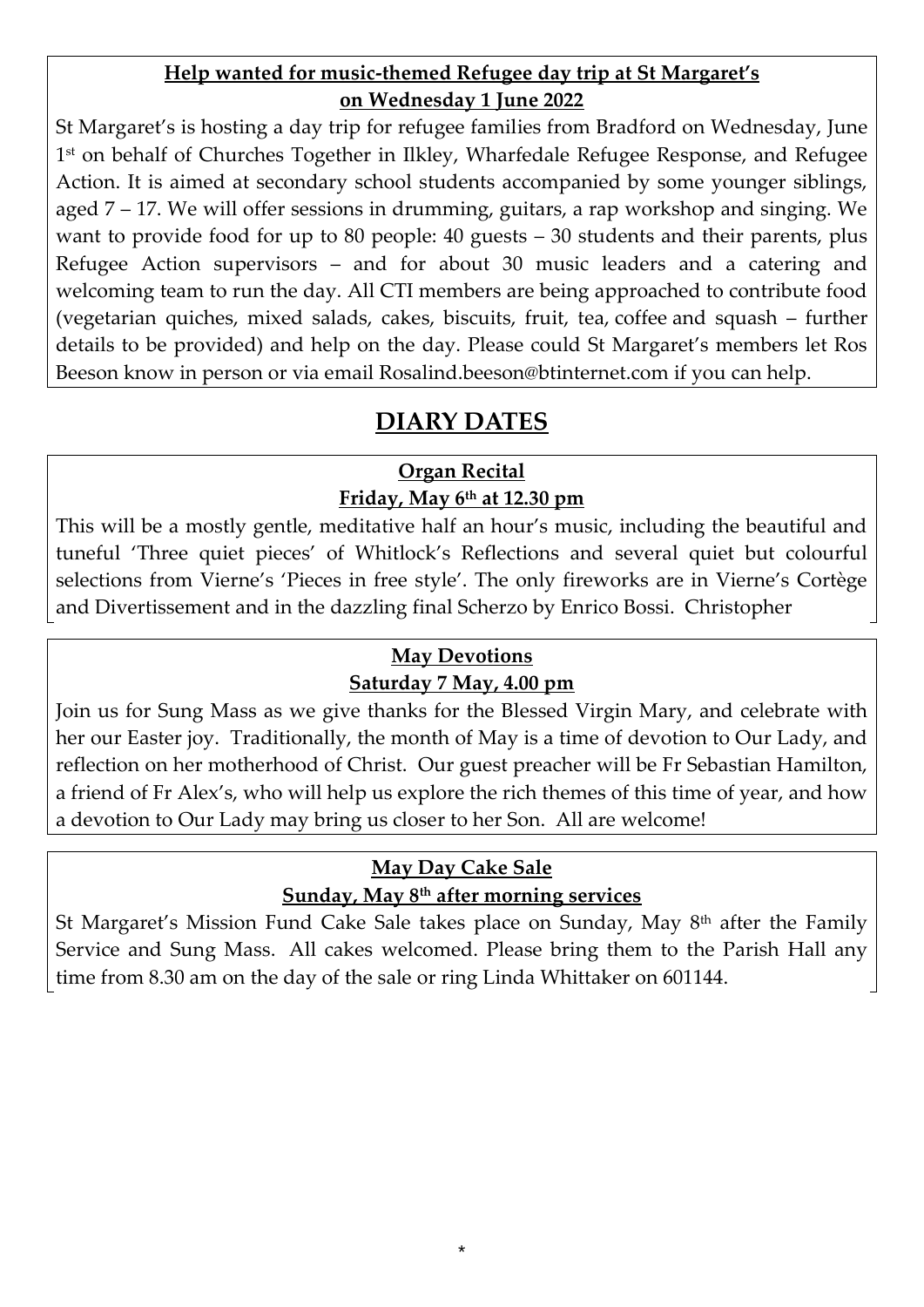**Help wanted for music-themed Refugee day trip at St Margaret's on Wednesday 1 June 2022**

St Margaret's is hosting a day trip for refugee families from Bradford on Wednesday, June 1st on behalf of Churches Together in Ilkley, Wharfedale Refugee Response, and Refugee Action. It is aimed at secondary school students accompanied by some younger siblings, aged 7 – 17. We will offer sessions in drumming, guitars, a rap workshop and singing. We want to provide food for up to 80 people: 40 guests – 30 students and their parents, plus Refugee Action supervisors – and for about 30 music leaders and a catering and welcoming team to run the day. All CTI members are being approached to contribute food (vegetarian quiches, mixed salads, cakes, biscuits, fruit, tea, coffee and squash – further details to be provided) and help on the day. Please could St Margaret's members let Ros Beeson know in person or via email Rosalind.beeson@btinternet.com if you can help.

# DIARY DATES

**Organ Recital**
**Friday, May 6th at 12.30 pm**

This will be a mostly gentle, meditative half an hour's music, including the beautiful and tuneful 'Three quiet pieces' of Whitlock's Reflections and several quiet but colourful selections from Vierne's 'Pieces in free style'. The only fireworks are in Vierne's Cortège and Divertissement and in the dazzling final Scherzo by Enrico Bossi. Christopher

**May Devotions**
**Saturday 7 May, 4.00 pm**

Join us for Sung Mass as we give thanks for the Blessed Virgin Mary, and celebrate with her our Easter joy. Traditionally, the month of May is a time of devotion to Our Lady, and reflection on her motherhood of Christ. Our guest preacher will be Fr Sebastian Hamilton, a friend of Fr Alex's, who will help us explore the rich themes of this time of year, and how a devotion to Our Lady may bring us closer to her Son. All are welcome!

**May Day Cake Sale**
**Sunday, May 8th after morning services**

St Margaret's Mission Fund Cake Sale takes place on Sunday, May 8th after the Family Service and Sung Mass. All cakes welcomed. Please bring them to the Parish Hall any time from 8.30 am on the day of the sale or ring Linda Whittaker on 601144.

*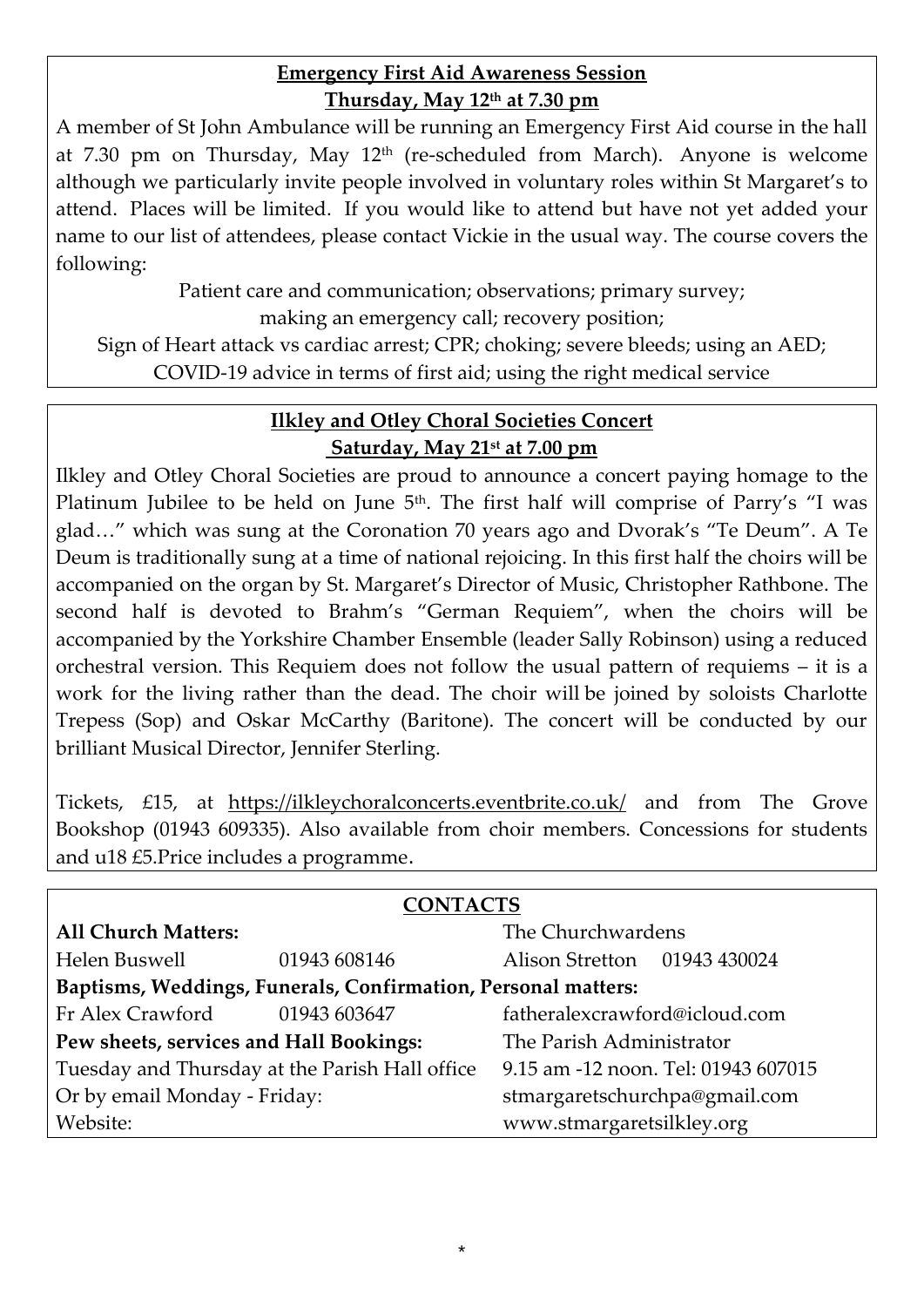**Emergency First Aid Awareness Session**

**Thursday, May 12th at 7.30 pm**

A member of St John Ambulance will be running an Emergency First Aid course in the hall at 7.30 pm on Thursday, May 12th (re-scheduled from March). Anyone is welcome although we particularly invite people involved in voluntary roles within St Margaret's to attend. Places will be limited. If you would like to attend but have not yet added your name to our list of attendees, please contact Vickie in the usual way. The course covers the following:

Patient care and communication; observations; primary survey;
making an emergency call; recovery position;
Sign of Heart attack vs cardiac arrest; CPR; choking; severe bleeds; using an AED;
COVID-19 advice in terms of first aid; using the right medical service

**Ilkley and Otley Choral Societies Concert**

**Saturday, May 21st at 7.00 pm**

Ilkley and Otley Choral Societies are proud to announce a concert paying homage to the Platinum Jubilee to be held on June 5th. The first half will comprise of Parry's "I was glad…" which was sung at the Coronation 70 years ago and Dvorak's "Te Deum". A Te Deum is traditionally sung at a time of national rejoicing. In this first half the choirs will be accompanied on the organ by St. Margaret's Director of Music, Christopher Rathbone. The second half is devoted to Brahm's "German Requiem", when the choirs will be accompanied by the Yorkshire Chamber Ensemble (leader Sally Robinson) using a reduced orchestral version. This Requiem does not follow the usual pattern of requiems – it is a work for the living rather than the dead. The choir will be joined by soloists Charlotte Trepess (Sop) and Oskar McCarthy (Baritone). The concert will be conducted by our brilliant Musical Director, Jennifer Sterling.

Tickets, £15, at https://ilkleychoralconcerts.eventbrite.co.uk/ and from The Grove Bookshop (01943 609335). Also available from choir members. Concessions for students and u18 £5.Price includes a programme.

**CONTACTS**

| | | | |
|---|---|---|---|
| **All Church Matters:** | | The Churchwardens | |
| Helen Buswell | 01943 608146 | Alison Stretton | 01943 430024 |
| **Baptisms, Weddings, Funerals, Confirmation, Personal matters:** | | | |
| Fr Alex Crawford | 01943 603647 | fatheralexcrawford@icloud.com | |
| **Pew sheets, services and Hall Bookings:** | | The Parish Administrator | |
| Tuesday and Thursday at the Parish Hall office | | 9.15 am -12 noon. Tel: 01943 607015 | |
| Or by email Monday - Friday: | | stmargaretschurchpa@gmail.com | |
| Website: | | www.stmargaretsilkley.org | |

*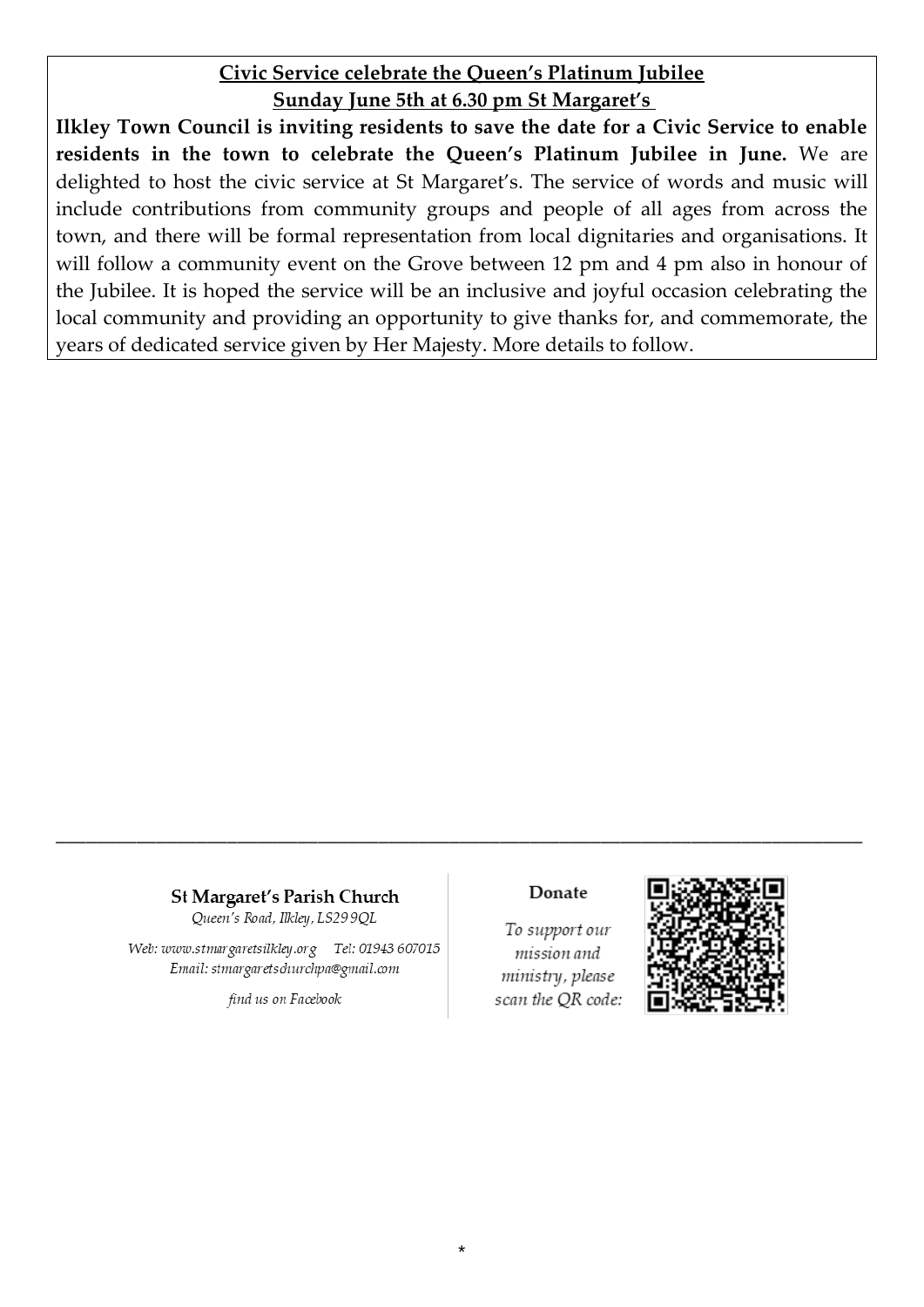**Civic Service celebrate the Queen's Platinum Jubilee**
**Sunday June 5th at 6.30 pm St Margaret's**

**Ilkley Town Council is inviting residents to save the date for a Civic Service to enable residents in the town to celebrate the Queen's Platinum Jubilee in June.** We are delighted to host the civic service at St Margaret's. The service of words and music will include contributions from community groups and people of all ages from across the town, and there will be formal representation from local dignitaries and organisations. It will follow a community event on the Grove between 12 pm and 4 pm also in honour of the Jubilee. It is hoped the service will be an inclusive and joyful occasion celebrating the local community and providing an opportunity to give thanks for, and commemorate, the years of dedicated service given by Her Majesty. More details to follow.

---

**St Margaret's Parish Church**
*Queen's Road, Ilkley, LS29 9QL*

*Web: www.stmargaretsilkley.org Tel: 01943 607015*
*Email: stmargaretschurchpa@gmail.com*

*find us on Facebook*

**Donate**

*To support our mission and ministry, please scan the QR code:*

\*